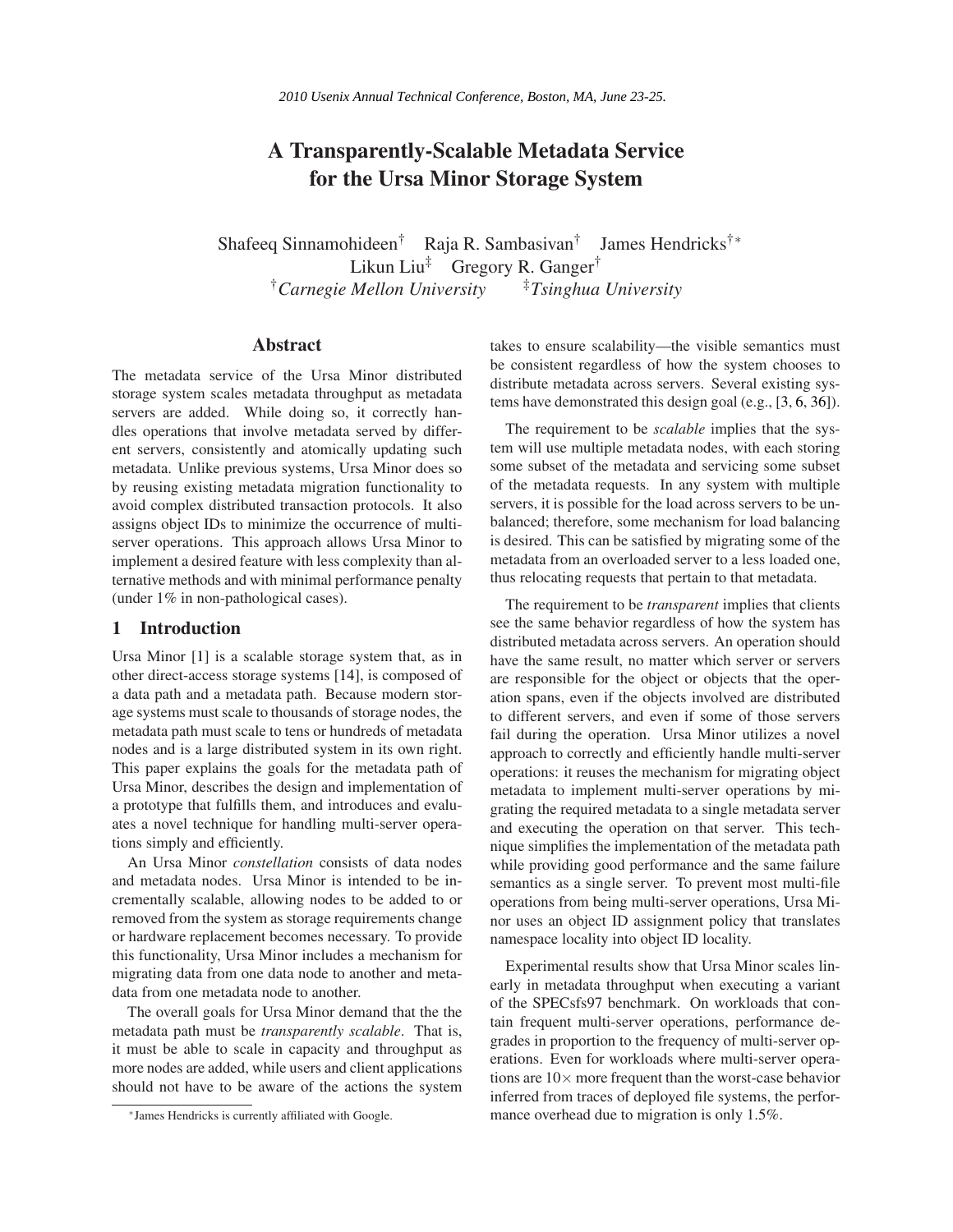*2010 Usenix Annual Technical Conference, Boston, MA, June 23-25.*

# A Transparently-Scalable Metadata Service for the Ursa Minor Storage System

Shafeeq Sinnamohideen[†] Raja R. Sambasivan[†] James Hendricks[†*]
Likun Liu[‡] Gregory R. Ganger[†]
[†]*Carnegie Mellon University* [‡]*Tsinghua University*

## Abstract

The metadata service of the Ursa Minor distributed storage system scales metadata throughput as metadata servers are added. While doing so, it correctly handles operations that involve metadata served by different servers, consistently and atomically updating such metadata. Unlike previous systems, Ursa Minor does so by reusing existing metadata migration functionality to avoid complex distributed transaction protocols. It also assigns object IDs to minimize the occurrence of multi-server operations. This approach allows Ursa Minor to implement a desired feature with less complexity than alternative methods and with minimal performance penalty (under 1% in non-pathological cases).

## 1 Introduction

Ursa Minor [1] is a scalable storage system that, as in other direct-access storage systems [14], is composed of a data path and a metadata path. Because modern storage systems must scale to thousands of storage nodes, the metadata path must scale to tens or hundreds of metadata nodes and is a large distributed system in its own right. This paper explains the goals for the metadata path of Ursa Minor, describes the design and implementation of a prototype that fulfills them, and introduces and evaluates a novel technique for handling multi-server operations simply and efficiently.

An Ursa Minor *constellation* consists of data nodes and metadata nodes. Ursa Minor is intended to be incrementally scalable, allowing nodes to be added to or removed from the system as storage requirements change or hardware replacement becomes necessary. To provide this functionality, Ursa Minor includes a mechanism for migrating data from one data node to another and metadata from one metadata node to another.

The overall goals for Ursa Minor demand that the the metadata path must be *transparently scalable*. That is, it must be able to scale in capacity and throughput as more nodes are added, while users and client applications should not have to be aware of the actions the system takes to ensure scalability—the visible semantics must be consistent regardless of how the system chooses to distribute metadata across servers. Several existing systems have demonstrated this design goal (e.g., [3, 6, 36]).

The requirement to be *scalable* implies that the system will use multiple metadata nodes, with each storing some subset of the metadata and servicing some subset of the metadata requests. In any system with multiple servers, it is possible for the load across servers to be unbalanced; therefore, some mechanism for load balancing is desired. This can be satisfied by migrating some of the metadata from an overloaded server to a less loaded one, thus relocating requests that pertain to that metadata.

The requirement to be *transparent* implies that clients see the same behavior regardless of how the system has distributed metadata across servers. An operation should have the same result, no matter which server or servers are responsible for the object or objects that the operation spans, even if the objects involved are distributed to different servers, and even if some of those servers fail during the operation. Ursa Minor utilizes a novel approach to correctly and efficiently handle multi-server operations: it reuses the mechanism for migrating object metadata to implement multi-server operations by migrating the required metadata to a single metadata server and executing the operation on that server. This technique simplifies the implementation of the metadata path while providing good performance and the same failure semantics as a single server. To prevent most multi-file operations from being multi-server operations, Ursa Minor uses an object ID assignment policy that translates namespace locality into object ID locality.

Experimental results show that Ursa Minor scales linearly in metadata throughput when executing a variant of the SPECsfs97 benchmark. On workloads that contain frequent multi-server operations, performance degrades in proportion to the frequency of multi-server operations. Even for workloads where multi-server operations are 10× more frequent than the worst-case behavior inferred from traces of deployed file systems, the performance overhead due to migration is only 1.5%.

[*] James Hendricks is currently affiliated with Google.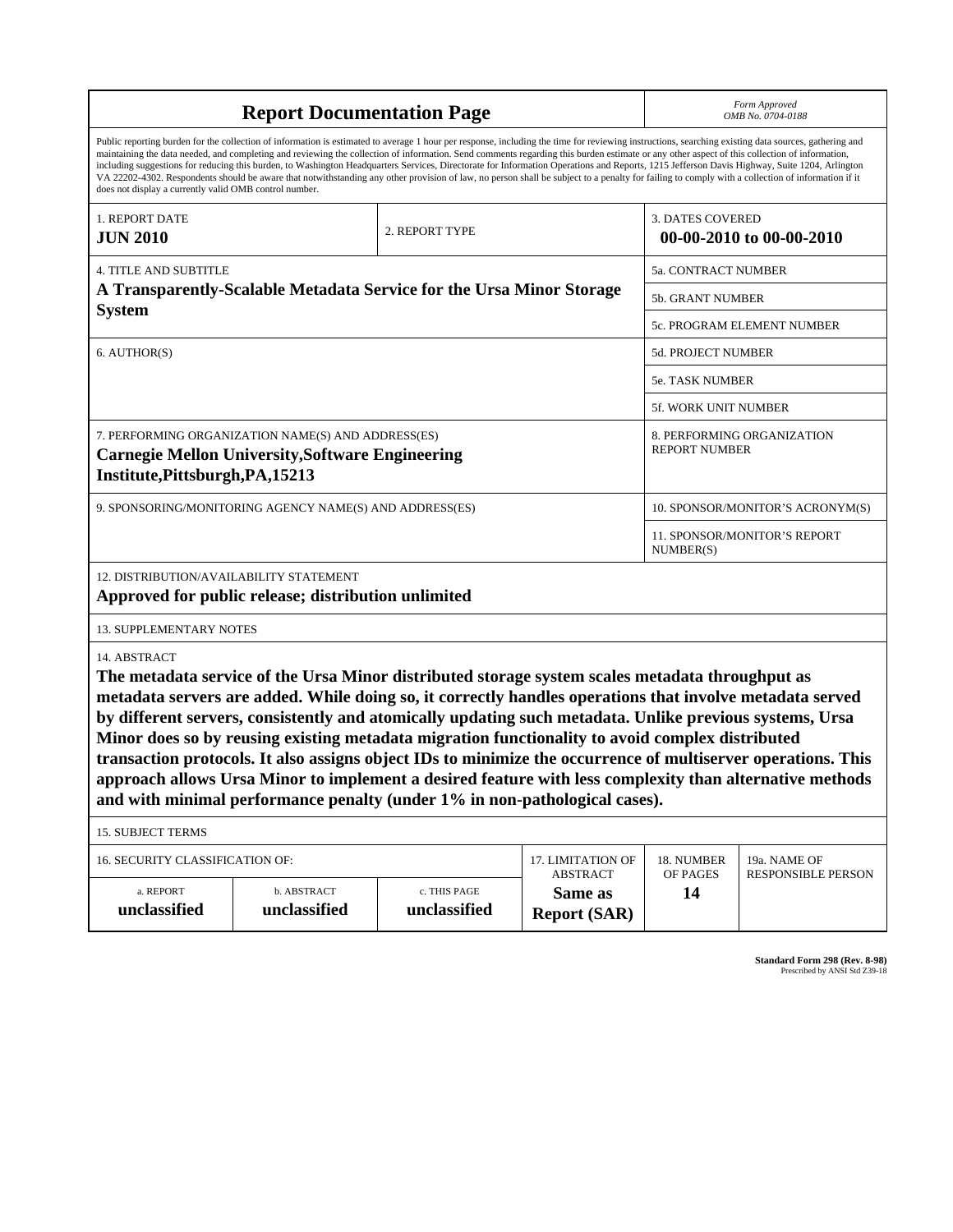# Report Documentation Page

*Form Approved*
*OMB No. 0704-0188*

Public reporting burden for the collection of information is estimated to average 1 hour per response, including the time for reviewing instructions, searching existing data sources, gathering and maintaining the data needed, and completing and reviewing the collection of information. Send comments regarding this burden estimate or any other aspect of this collection of information, including suggestions for reducing this burden, to Washington Headquarters Services, Directorate for Information Operations and Reports, 1215 Jefferson Davis Highway, Suite 1204, Arlington VA 22202-4302. Respondents should be aware that notwithstanding any other provision of law, no person shall be subject to a penalty for failing to comply with a collection of information if it does not display a currently valid OMB control number.

| 1. REPORT DATE | 2. REPORT TYPE | 3. DATES COVERED |
|---|---|---|
| **JUN 2010** | | **00-00-2010 to 00-00-2010** |

| 4. TITLE AND SUBTITLE | |
|---|---|
| **A Transparently-Scalable Metadata Service for the Ursa Minor Storage System** | 5a. CONTRACT NUMBER |
| | 5b. GRANT NUMBER |
| | 5c. PROGRAM ELEMENT NUMBER |
| 6. AUTHOR(S) | 5d. PROJECT NUMBER |
| | 5e. TASK NUMBER |
| | 5f. WORK UNIT NUMBER |
| 7. PERFORMING ORGANIZATION NAME(S) AND ADDRESS(ES) **Carnegie Mellon University,Software Engineering Institute,Pittsburgh,PA,15213** | 8. PERFORMING ORGANIZATION REPORT NUMBER |
| 9. SPONSORING/MONITORING AGENCY NAME(S) AND ADDRESS(ES) | 10. SPONSOR/MONITOR'S ACRONYM(S) |
| | 11. SPONSOR/MONITOR'S REPORT NUMBER(S) |

12. DISTRIBUTION/AVAILABILITY STATEMENT
**Approved for public release; distribution unlimited**

13. SUPPLEMENTARY NOTES

14. ABSTRACT
**The metadata service of the Ursa Minor distributed storage system scales metadata throughput as metadata servers are added. While doing so, it correctly handles operations that involve metadata served by different servers, consistently and atomically updating such metadata. Unlike previous systems, Ursa Minor does so by reusing existing metadata migration functionality to avoid complex distributed transaction protocols. It also assigns object IDs to minimize the occurrence of multiserver operations. This approach allows Ursa Minor to implement a desired feature with less complexity than alternative methods and with minimal performance penalty (under 1% in non-pathological cases).**

15. SUBJECT TERMS

| 16. SECURITY CLASSIFICATION OF: | | | 17. LIMITATION OF ABSTRACT | 18. NUMBER OF PAGES | 19a. NAME OF RESPONSIBLE PERSON |
|---|---|---|---|---|---|
| a. REPORT | b. ABSTRACT | c. THIS PAGE | | | |
| **unclassified** | **unclassified** | **unclassified** | **Same as Report (SAR)** | **14** | |

**Standard Form 298 (Rev. 8-98)**
Prescribed by ANSI Std Z39-18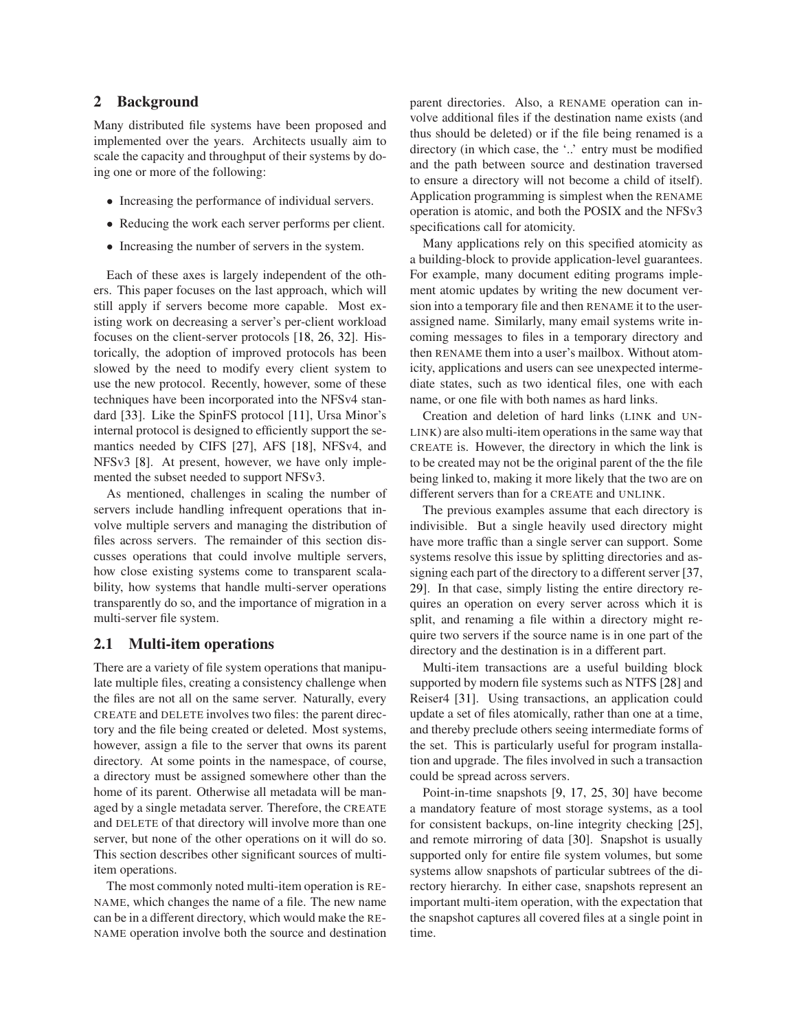## 2 Background

Many distributed file systems have been proposed and implemented over the years. Architects usually aim to scale the capacity and throughput of their systems by doing one or more of the following:

- Increasing the performance of individual servers.
- Reducing the work each server performs per client.
- Increasing the number of servers in the system.

Each of these axes is largely independent of the others. This paper focuses on the last approach, which will still apply if servers become more capable. Most existing work on decreasing a server's per-client workload focuses on the client-server protocols [18, 26, 32]. Historically, the adoption of improved protocols has been slowed by the need to modify every client system to use the new protocol. Recently, however, some of these techniques have been incorporated into the NFSv4 standard [33]. Like the SpinFS protocol [11], Ursa Minor's internal protocol is designed to efficiently support the semantics needed by CIFS [27], AFS [18], NFSv4, and NFSv3 [8]. At present, however, we have only implemented the subset needed to support NFSv3.

As mentioned, challenges in scaling the number of servers include handling infrequent operations that involve multiple servers and managing the distribution of files across servers. The remainder of this section discusses operations that could involve multiple servers, how close existing systems come to transparent scalability, how systems that handle multi-server operations transparently do so, and the importance of migration in a multi-server file system.

### 2.1 Multi-item operations

There are a variety of file system operations that manipulate multiple files, creating a consistency challenge when the files are not all on the same server. Naturally, every CREATE and DELETE involves two files: the parent directory and the file being created or deleted. Most systems, however, assign a file to the server that owns its parent directory. At some points in the namespace, of course, a directory must be assigned somewhere other than the home of its parent. Otherwise all metadata will be managed by a single metadata server. Therefore, the CREATE and DELETE of that directory will involve more than one server, but none of the other operations on it will do so. This section describes other significant sources of multi-item operations.

The most commonly noted multi-item operation is RENAME, which changes the name of a file. The new name can be in a different directory, which would make the RENAME operation involve both the source and destination parent directories. Also, a RENAME operation can involve additional files if the destination name exists (and thus should be deleted) or if the file being renamed is a directory (in which case, the '..' entry must be modified and the path between source and destination traversed to ensure a directory will not become a child of itself). Application programming is simplest when the RENAME operation is atomic, and both the POSIX and the NFSv3 specifications call for atomicity.

Many applications rely on this specified atomicity as a building-block to provide application-level guarantees. For example, many document editing programs implement atomic updates by writing the new document version into a temporary file and then RENAME it to the user-assigned name. Similarly, many email systems write incoming messages to files in a temporary directory and then RENAME them into a user's mailbox. Without atomicity, applications and users can see unexpected intermediate states, such as two identical files, one with each name, or one file with both names as hard links.

Creation and deletion of hard links (LINK and UNLINK) are also multi-item operations in the same way that CREATE is. However, the directory in which the link is to be created may not be the original parent of the the file being linked to, making it more likely that the two are on different servers than for a CREATE and UNLINK.

The previous examples assume that each directory is indivisible. But a single heavily used directory might have more traffic than a single server can support. Some systems resolve this issue by splitting directories and assigning each part of the directory to a different server [37, 29]. In that case, simply listing the entire directory requires an operation on every server across which it is split, and renaming a file within a directory might require two servers if the source name is in one part of the directory and the destination is in a different part.

Multi-item transactions are a useful building block supported by modern file systems such as NTFS [28] and Reiser4 [31]. Using transactions, an application could update a set of files atomically, rather than one at a time, and thereby preclude others seeing intermediate forms of the set. This is particularly useful for program installation and upgrade. The files involved in such a transaction could be spread across servers.

Point-in-time snapshots [9, 17, 25, 30] have become a mandatory feature of most storage systems, as a tool for consistent backups, on-line integrity checking [25], and remote mirroring of data [30]. Snapshot is usually supported only for entire file system volumes, but some systems allow snapshots of particular subtrees of the directory hierarchy. In either case, snapshots represent an important multi-item operation, with the expectation that the snapshot captures all covered files at a single point in time.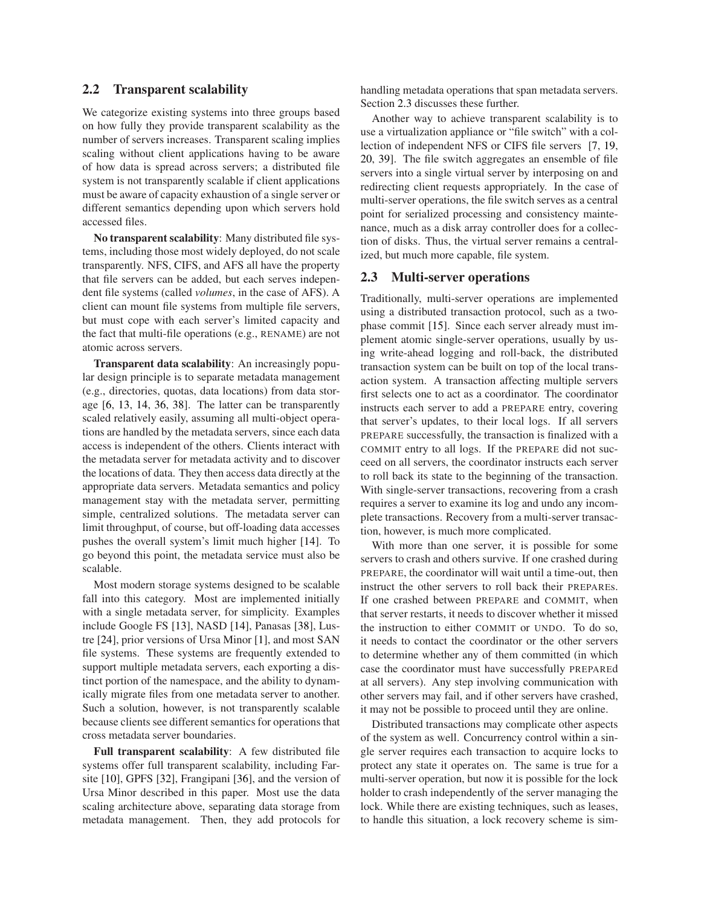## 2.2 Transparent scalability

We categorize existing systems into three groups based on how fully they provide transparent scalability as the number of servers increases. Transparent scaling implies scaling without client applications having to be aware of how data is spread across servers; a distributed file system is not transparently scalable if client applications must be aware of capacity exhaustion of a single server or different semantics depending upon which servers hold accessed files.

**No transparent scalability**: Many distributed file systems, including those most widely deployed, do not scale transparently. NFS, CIFS, and AFS all have the property that file servers can be added, but each serves independent file systems (called *volumes*, in the case of AFS). A client can mount file systems from multiple file servers, but must cope with each server's limited capacity and the fact that multi-file operations (e.g., RENAME) are not atomic across servers.

**Transparent data scalability**: An increasingly popular design principle is to separate metadata management (e.g., directories, quotas, data locations) from data storage [6, 13, 14, 36, 38]. The latter can be transparently scaled relatively easily, assuming all multi-object operations are handled by the metadata servers, since each data access is independent of the others. Clients interact with the metadata server for metadata activity and to discover the locations of data. They then access data directly at the appropriate data servers. Metadata semantics and policy management stay with the metadata server, permitting simple, centralized solutions. The metadata server can limit throughput, of course, but off-loading data accesses pushes the overall system's limit much higher [14]. To go beyond this point, the metadata service must also be scalable.

Most modern storage systems designed to be scalable fall into this category. Most are implemented initially with a single metadata server, for simplicity. Examples include Google FS [13], NASD [14], Panasas [38], Lustre [24], prior versions of Ursa Minor [1], and most SAN file systems. These systems are frequently extended to support multiple metadata servers, each exporting a distinct portion of the namespace, and the ability to dynamically migrate files from one metadata server to another. Such a solution, however, is not transparently scalable because clients see different semantics for operations that cross metadata server boundaries.

**Full transparent scalability**: A few distributed file systems offer full transparent scalability, including Farsite [10], GPFS [32], Frangipani [36], and the version of Ursa Minor described in this paper. Most use the data scaling architecture above, separating data storage from metadata management. Then, they add protocols for handling metadata operations that span metadata servers. Section 2.3 discusses these further.

Another way to achieve transparent scalability is to use a virtualization appliance or "file switch" with a collection of independent NFS or CIFS file servers [7, 19, 20, 39]. The file switch aggregates an ensemble of file servers into a single virtual server by interposing on and redirecting client requests appropriately. In the case of multi-server operations, the file switch serves as a central point for serialized processing and consistency maintenance, much as a disk array controller does for a collection of disks. Thus, the virtual server remains a centralized, but much more capable, file system.

## 2.3 Multi-server operations

Traditionally, multi-server operations are implemented using a distributed transaction protocol, such as a two-phase commit [15]. Since each server already must implement atomic single-server operations, usually by using write-ahead logging and roll-back, the distributed transaction system can be built on top of the local transaction system. A transaction affecting multiple servers first selects one to act as a coordinator. The coordinator instructs each server to add a PREPARE entry, covering that server's updates, to their local logs. If all servers PREPARE successfully, the transaction is finalized with a COMMIT entry to all logs. If the PREPARE did not succeed on all servers, the coordinator instructs each server to roll back its state to the beginning of the transaction. With single-server transactions, recovering from a crash requires a server to examine its log and undo any incomplete transactions. Recovery from a multi-server transaction, however, is much more complicated.

With more than one server, it is possible for some servers to crash and others survive. If one crashed during PREPARE, the coordinator will wait until a time-out, then instruct the other servers to roll back their PREPAREs. If one crashed between PREPARE and COMMIT, when that server restarts, it needs to discover whether it missed the instruction to either COMMIT or UNDO. To do so, it needs to contact the coordinator or the other servers to determine whether any of them committed (in which case the coordinator must have successfully PREPAREd at all servers). Any step involving communication with other servers may fail, and if other servers have crashed, it may not be possible to proceed until they are online.

Distributed transactions may complicate other aspects of the system as well. Concurrency control within a single server requires each transaction to acquire locks to protect any state it operates on. The same is true for a multi-server operation, but now it is possible for the lock holder to crash independently of the server managing the lock. While there are existing techniques, such as leases, to handle this situation, a lock recovery scheme is sim-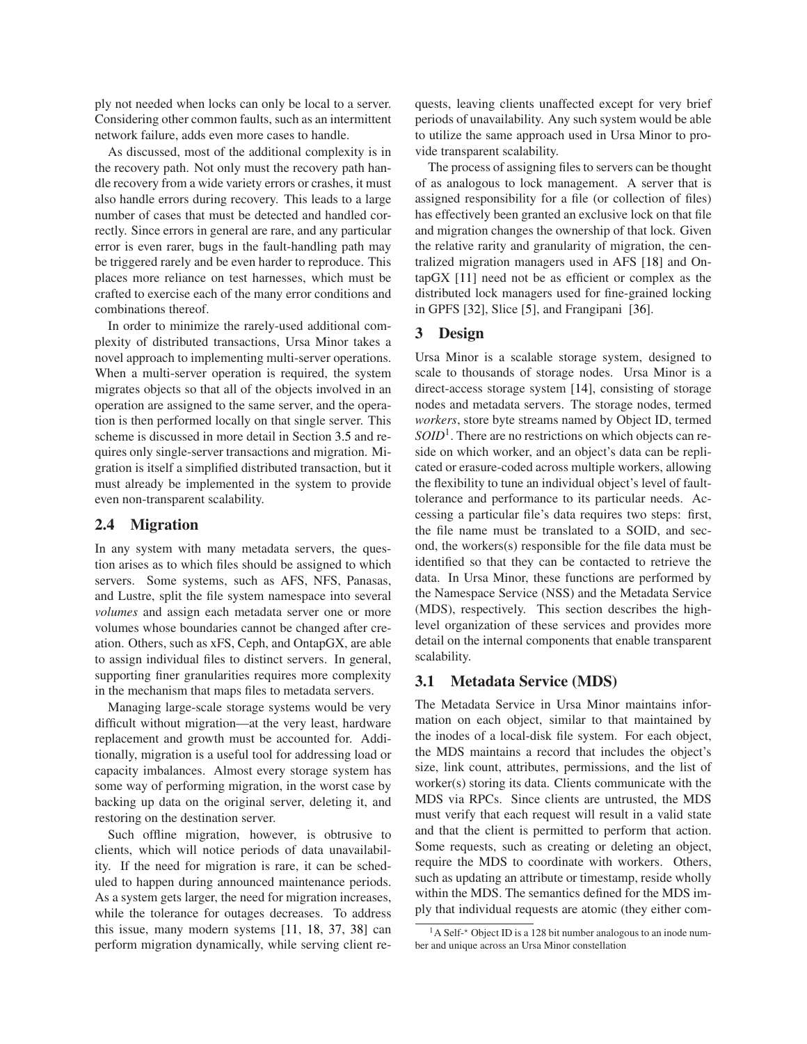ply not needed when locks can only be local to a server. Considering other common faults, such as an intermittent network failure, adds even more cases to handle.

As discussed, most of the additional complexity is in the recovery path. Not only must the recovery path handle recovery from a wide variety errors or crashes, it must also handle errors during recovery. This leads to a large number of cases that must be detected and handled correctly. Since errors in general are rare, and any particular error is even rarer, bugs in the fault-handling path may be triggered rarely and be even harder to reproduce. This places more reliance on test harnesses, which must be crafted to exercise each of the many error conditions and combinations thereof.

In order to minimize the rarely-used additional complexity of distributed transactions, Ursa Minor takes a novel approach to implementing multi-server operations. When a multi-server operation is required, the system migrates objects so that all of the objects involved in an operation are assigned to the same server, and the operation is then performed locally on that single server. This scheme is discussed in more detail in Section 3.5 and requires only single-server transactions and migration. Migration is itself a simplified distributed transaction, but it must already be implemented in the system to provide even non-transparent scalability.

## 2.4 Migration

In any system with many metadata servers, the question arises as to which files should be assigned to which servers. Some systems, such as AFS, NFS, Panasas, and Lustre, split the file system namespace into several *volumes* and assign each metadata server one or more volumes whose boundaries cannot be changed after creation. Others, such as xFS, Ceph, and OntapGX, are able to assign individual files to distinct servers. In general, supporting finer granularities requires more complexity in the mechanism that maps files to metadata servers.

Managing large-scale storage systems would be very difficult without migration—at the very least, hardware replacement and growth must be accounted for. Additionally, migration is a useful tool for addressing load or capacity imbalances. Almost every storage system has some way of performing migration, in the worst case by backing up data on the original server, deleting it, and restoring on the destination server.

Such offline migration, however, is obtrusive to clients, which will notice periods of data unavailability. If the need for migration is rare, it can be scheduled to happen during announced maintenance periods. As a system gets larger, the need for migration increases, while the tolerance for outages decreases. To address this issue, many modern systems [11, 18, 37, 38] can perform migration dynamically, while serving client requests, leaving clients unaffected except for very brief periods of unavailability. Any such system would be able to utilize the same approach used in Ursa Minor to provide transparent scalability.

The process of assigning files to servers can be thought of as analogous to lock management. A server that is assigned responsibility for a file (or collection of files) has effectively been granted an exclusive lock on that file and migration changes the ownership of that lock. Given the relative rarity and granularity of migration, the centralized migration managers used in AFS [18] and OntapGX [11] need not be as efficient or complex as the distributed lock managers used for fine-grained locking in GPFS [32], Slice [5], and Frangipani [36].

# 3 Design

Ursa Minor is a scalable storage system, designed to scale to thousands of storage nodes. Ursa Minor is a direct-access storage system [14], consisting of storage nodes and metadata servers. The storage nodes, termed *workers*, store byte streams named by Object ID, termed *SOID*[1]. There are no restrictions on which objects can reside on which worker, and an object's data can be replicated or erasure-coded across multiple workers, allowing the flexibility to tune an individual object's level of fault-tolerance and performance to its particular needs. Accessing a particular file's data requires two steps: first, the file name must be translated to a SOID, and second, the workers(s) responsible for the file data must be identified so that they can be contacted to retrieve the data. In Ursa Minor, these functions are performed by the Namespace Service (NSS) and the Metadata Service (MDS), respectively. This section describes the high-level organization of these services and provides more detail on the internal components that enable transparent scalability.

## 3.1 Metadata Service (MDS)

The Metadata Service in Ursa Minor maintains information on each object, similar to that maintained by the inodes of a local-disk file system. For each object, the MDS maintains a record that includes the object's size, link count, attributes, permissions, and the list of worker(s) storing its data. Clients communicate with the MDS via RPCs. Since clients are untrusted, the MDS must verify that each request will result in a valid state and that the client is permitted to perform that action. Some requests, such as creating or deleting an object, require the MDS to coordinate with workers. Others, such as updating an attribute or timestamp, reside wholly within the MDS. The semantics defined for the MDS imply that individual requests are atomic (they either com-

[1] A Self-* Object ID is a 128 bit number analogous to an inode number and unique across an Ursa Minor constellation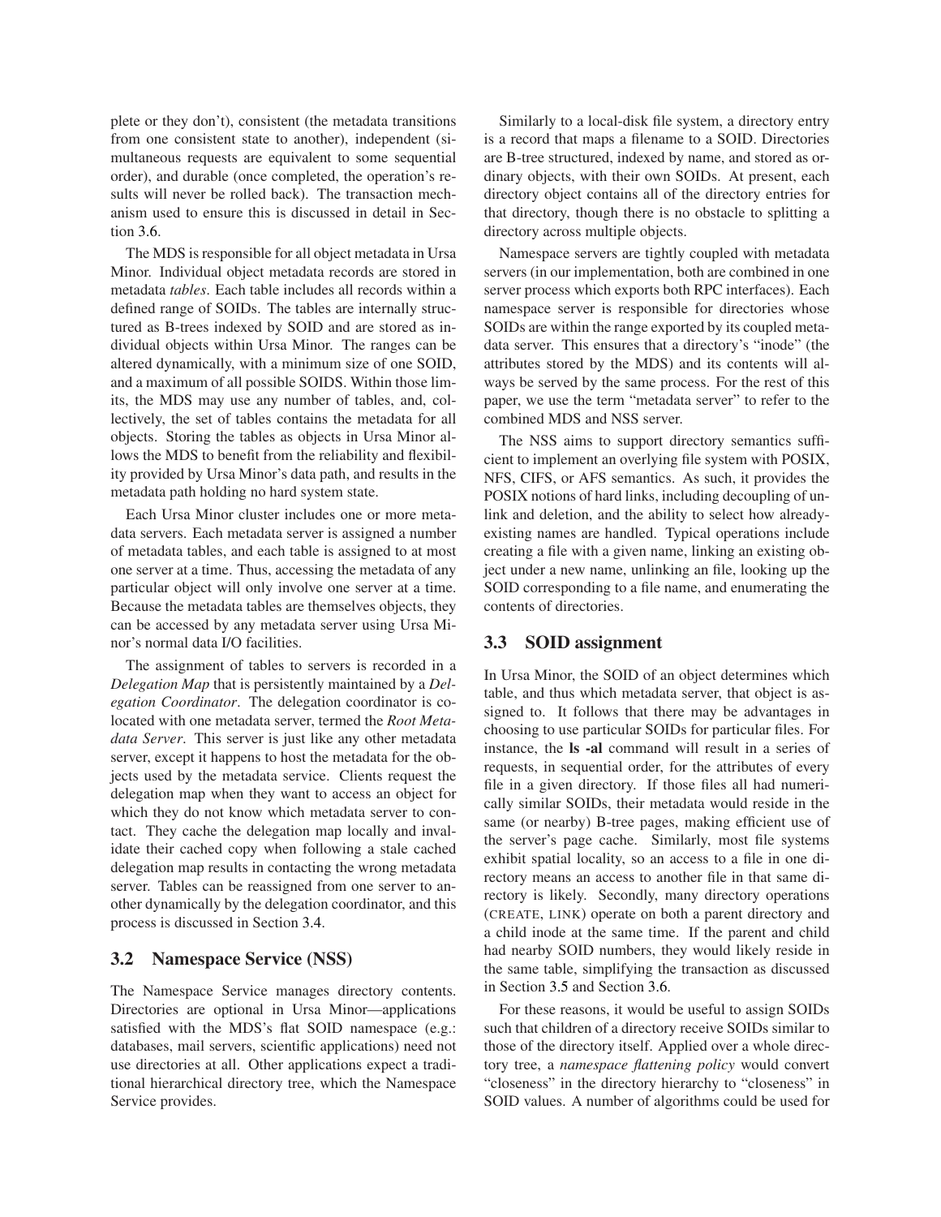plete or they don't), consistent (the metadata transitions from one consistent state to another), independent (simultaneous requests are equivalent to some sequential order), and durable (once completed, the operation's results will never be rolled back). The transaction mechanism used to ensure this is discussed in detail in Section 3.6.

The MDS is responsible for all object metadata in Ursa Minor. Individual object metadata records are stored in metadata *tables*. Each table includes all records within a defined range of SOIDs. The tables are internally structured as B-trees indexed by SOID and are stored as individual objects within Ursa Minor. The ranges can be altered dynamically, with a minimum size of one SOID, and a maximum of all possible SOIDS. Within those limits, the MDS may use any number of tables, and, collectively, the set of tables contains the metadata for all objects. Storing the tables as objects in Ursa Minor allows the MDS to benefit from the reliability and flexibility provided by Ursa Minor's data path, and results in the metadata path holding no hard system state.

Each Ursa Minor cluster includes one or more metadata servers. Each metadata server is assigned a number of metadata tables, and each table is assigned to at most one server at a time. Thus, accessing the metadata of any particular object will only involve one server at a time. Because the metadata tables are themselves objects, they can be accessed by any metadata server using Ursa Minor's normal data I/O facilities.

The assignment of tables to servers is recorded in a *Delegation Map* that is persistently maintained by a *Delegation Coordinator*. The delegation coordinator is co-located with one metadata server, termed the *Root Metadata Server*. This server is just like any other metadata server, except it happens to host the metadata for the objects used by the metadata service. Clients request the delegation map when they want to access an object for which they do not know which metadata server to contact. They cache the delegation map locally and invalidate their cached copy when following a stale cached delegation map results in contacting the wrong metadata server. Tables can be reassigned from one server to another dynamically by the delegation coordinator, and this process is discussed in Section 3.4.

### 3.2 Namespace Service (NSS)

The Namespace Service manages directory contents. Directories are optional in Ursa Minor—applications satisfied with the MDS's flat SOID namespace (e.g.: databases, mail servers, scientific applications) need not use directories at all. Other applications expect a traditional hierarchical directory tree, which the Namespace Service provides.

Similarly to a local-disk file system, a directory entry is a record that maps a filename to a SOID. Directories are B-tree structured, indexed by name, and stored as ordinary objects, with their own SOIDs. At present, each directory object contains all of the directory entries for that directory, though there is no obstacle to splitting a directory across multiple objects.

Namespace servers are tightly coupled with metadata servers (in our implementation, both are combined in one server process which exports both RPC interfaces). Each namespace server is responsible for directories whose SOIDs are within the range exported by its coupled metadata server. This ensures that a directory's "inode" (the attributes stored by the MDS) and its contents will always be served by the same process. For the rest of this paper, we use the term "metadata server" to refer to the combined MDS and NSS server.

The NSS aims to support directory semantics sufficient to implement an overlying file system with POSIX, NFS, CIFS, or AFS semantics. As such, it provides the POSIX notions of hard links, including decoupling of unlink and deletion, and the ability to select how already-existing names are handled. Typical operations include creating a file with a given name, linking an existing object under a new name, unlinking an file, looking up the SOID corresponding to a file name, and enumerating the contents of directories.

### 3.3 SOID assignment

In Ursa Minor, the SOID of an object determines which table, and thus which metadata server, that object is assigned to. It follows that there may be advantages in choosing to use particular SOIDs for particular files. For instance, the **ls -al** command will result in a series of requests, in sequential order, for the attributes of every file in a given directory. If those files all had numerically similar SOIDs, their metadata would reside in the same (or nearby) B-tree pages, making efficient use of the server's page cache. Similarly, most file systems exhibit spatial locality, so an access to a file in one directory means an access to another file in that same directory is likely. Secondly, many directory operations (CREATE, LINK) operate on both a parent directory and a child inode at the same time. If the parent and child had nearby SOID numbers, they would likely reside in the same table, simplifying the transaction as discussed in Section 3.5 and Section 3.6.

For these reasons, it would be useful to assign SOIDs such that children of a directory receive SOIDs similar to those of the directory itself. Applied over a whole directory tree, a *namespace flattening policy* would convert "closeness" in the directory hierarchy to "closeness" in SOID values. A number of algorithms could be used for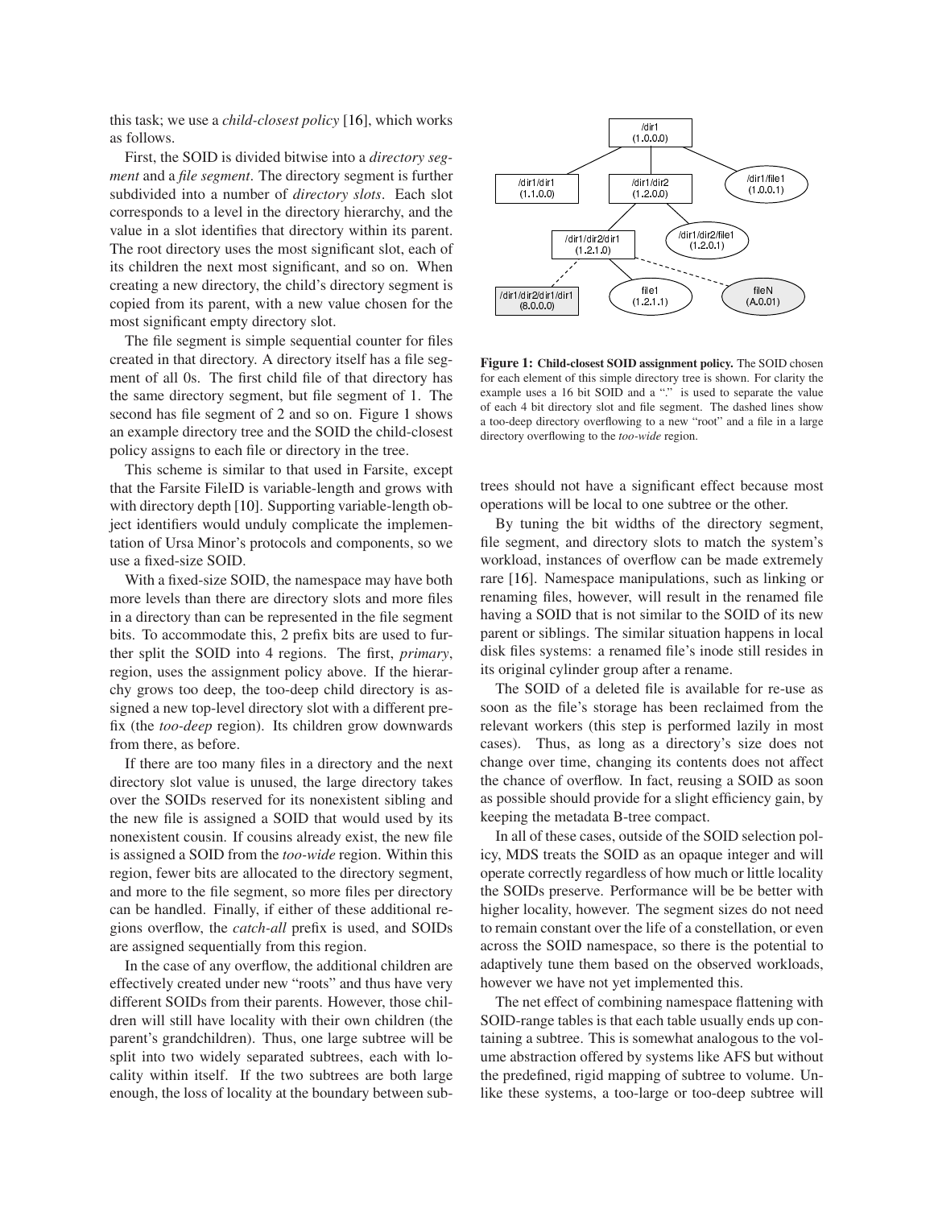this task; we use a *child-closest policy* [16], which works as follows.

First, the SOID is divided bitwise into a *directory segment* and a *file segment*. The directory segment is further subdivided into a number of *directory slots*. Each slot corresponds to a level in the directory hierarchy, and the value in a slot identifies that directory within its parent. The root directory uses the most significant slot, each of its children the next most significant, and so on. When creating a new directory, the child's directory segment is copied from its parent, with a new value chosen for the most significant empty directory slot.

The file segment is simple sequential counter for files created in that directory. A directory itself has a file segment of all 0s. The first child file of that directory has the same directory segment, but file segment of 1. The second has file segment of 2 and so on. Figure 1 shows an example directory tree and the SOID the child-closest policy assigns to each file or directory in the tree.

This scheme is similar to that used in Farsite, except that the Farsite FileID is variable-length and grows with with directory depth [10]. Supporting variable-length object identifiers would unduly complicate the implementation of Ursa Minor's protocols and components, so we use a fixed-size SOID.

With a fixed-size SOID, the namespace may have both more levels than there are directory slots and more files in a directory than can be represented in the file segment bits. To accommodate this, 2 prefix bits are used to further split the SOID into 4 regions. The first, *primary*, region, uses the assignment policy above. If the hierarchy grows too deep, the too-deep child directory is assigned a new top-level directory slot with a different prefix (the *too-deep* region). Its children grow downwards from there, as before.

If there are too many files in a directory and the next directory slot value is unused, the large directory takes over the SOIDs reserved for its nonexistent sibling and the new file is assigned a SOID that would used by its nonexistent cousin. If cousins already exist, the new file is assigned a SOID from the *too-wide* region. Within this region, fewer bits are allocated to the directory segment, and more to the file segment, so more files per directory can be handled. Finally, if either of these additional regions overflow, the *catch-all* prefix is used, and SOIDs are assigned sequentially from this region.

In the case of any overflow, the additional children are effectively created under new "roots" and thus have very different SOIDs from their parents. However, those children will still have locality with their own children (the parent's grandchildren). Thus, one large subtree will be split into two widely separated subtrees, each with locality within itself. If the two subtrees are both large enough, the loss of locality at the boundary between subtrees should not have a significant effect because most operations will be local to one subtree or the other.

**Figure 1: Child-closest SOID assignment policy.** The SOID chosen for each element of this simple directory tree is shown. For clarity the example uses a 16 bit SOID and a "." is used to separate the value of each 4 bit directory slot and file segment. The dashed lines show a too-deep directory overflowing to a new "root" and a file in a large directory overflowing to the *too-wide* region.

By tuning the bit widths of the directory segment, file segment, and directory slots to match the system's workload, instances of overflow can be made extremely rare [16]. Namespace manipulations, such as linking or renaming files, however, will result in the renamed file having a SOID that is not similar to the SOID of its new parent or siblings. The similar situation happens in local disk files systems: a renamed file's inode still resides in its original cylinder group after a rename.

The SOID of a deleted file is available for re-use as soon as the file's storage has been reclaimed from the relevant workers (this step is performed lazily in most cases). Thus, as long as a directory's size does not change over time, changing its contents does not affect the chance of overflow. In fact, reusing a SOID as soon as possible should provide for a slight efficiency gain, by keeping the metadata B-tree compact.

In all of these cases, outside of the SOID selection policy, MDS treats the SOID as an opaque integer and will operate correctly regardless of how much or little locality the SOIDs preserve. Performance will be be better with higher locality, however. The segment sizes do not need to remain constant over the life of a constellation, or even across the SOID namespace, so there is the potential to adaptively tune them based on the observed workloads, however we have not yet implemented this.

The net effect of combining namespace flattening with SOID-range tables is that each table usually ends up containing a subtree. This is somewhat analogous to the volume abstraction offered by systems like AFS but without the predefined, rigid mapping of subtree to volume. Unlike these systems, a too-large or too-deep subtree will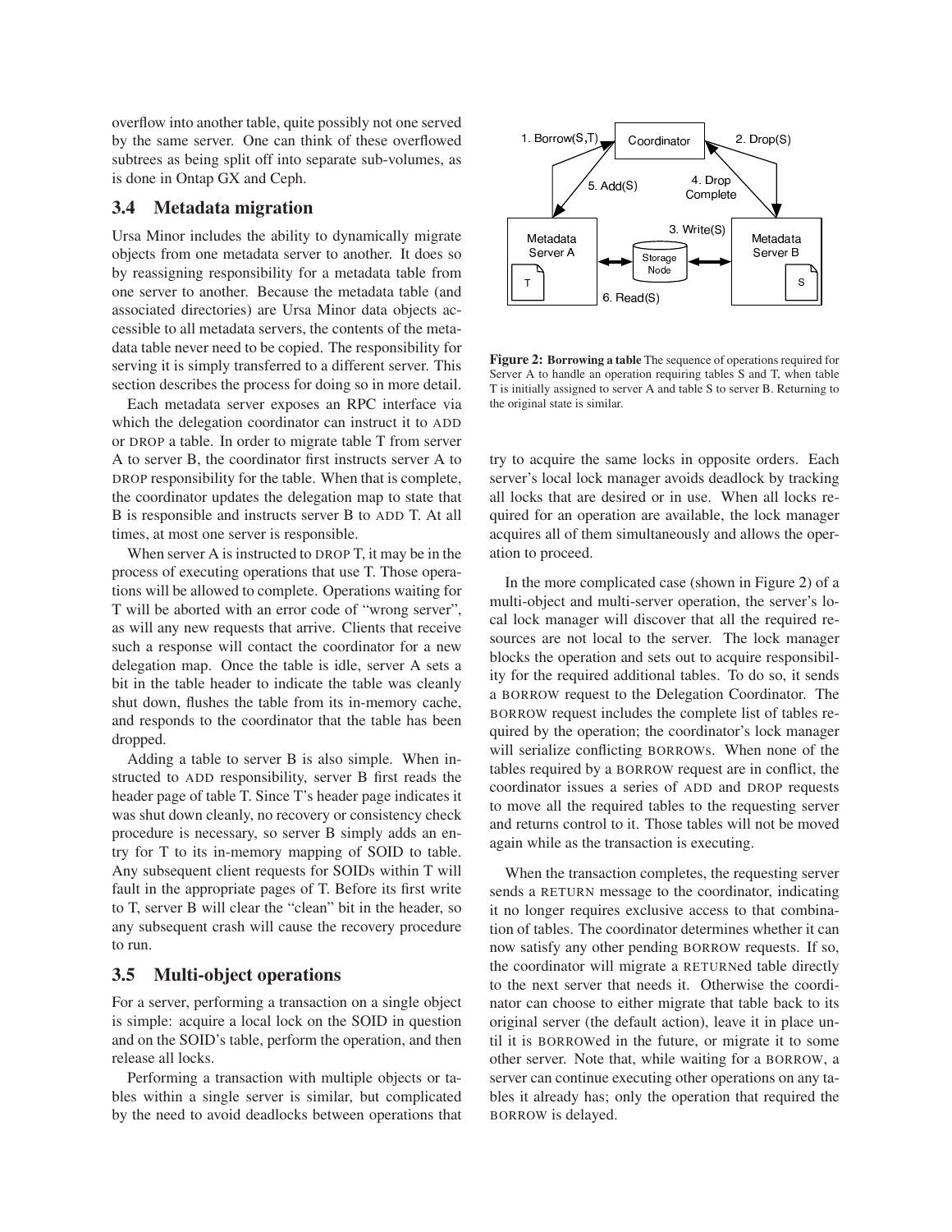overflow into another table, quite possibly not one served by the same server. One can think of these overflowed subtrees as being split off into separate sub-volumes, as is done in Ontap GX and Ceph.

### 3.4 Metadata migration

Ursa Minor includes the ability to dynamically migrate objects from one metadata server to another. It does so by reassigning responsibility for a metadata table from one server to another. Because the metadata table (and associated directories) are Ursa Minor data objects accessible to all metadata servers, the contents of the metadata table never need to be copied. The responsibility for serving it is simply transferred to a different server. This section describes the process for doing so in more detail.

Each metadata server exposes an RPC interface via which the delegation coordinator can instruct it to ADD or DROP a table. In order to migrate table T from server A to server B, the coordinator first instructs server A to DROP responsibility for the table. When that is complete, the coordinator updates the delegation map to state that B is responsible and instructs server B to ADD T. At all times, at most one server is responsible.

When server A is instructed to DROP T, it may be in the process of executing operations that use T. Those operations will be allowed to complete. Operations waiting for T will be aborted with an error code of "wrong server", as will any new requests that arrive. Clients that receive such a response will contact the coordinator for a new delegation map. Once the table is idle, server A sets a bit in the table header to indicate the table was cleanly shut down, flushes the table from its in-memory cache, and responds to the coordinator that the table has been dropped.

Adding a table to server B is also simple. When instructed to ADD responsibility, server B first reads the header page of table T. Since T's header page indicates it was shut down cleanly, no recovery or consistency check procedure is necessary, so server B simply adds an entry for T to its in-memory mapping of SOID to table. Any subsequent client requests for SOIDs within T will fault in the appropriate pages of T. Before its first write to T, server B will clear the "clean" bit in the header, so any subsequent crash will cause the recovery procedure to run.

### 3.5 Multi-object operations

For a server, performing a transaction on a single object is simple: acquire a local lock on the SOID in question and on the SOID's table, perform the operation, and then release all locks.

Performing a transaction with multiple objects or tables within a single server is similar, but complicated by the need to avoid deadlocks between operations that try to acquire the same locks in opposite orders. Each server's local lock manager avoids deadlock by tracking all locks that are desired or in use. When all locks required for an operation are available, the lock manager acquires all of them simultaneously and allows the operation to proceed.

**Figure 2: Borrowing a table** The sequence of operations required for Server A to handle an operation requiring tables S and T, when table T is initially assigned to server A and table S to server B. Returning to the original state is similar.

In the more complicated case (shown in Figure 2) of a multi-object and multi-server operation, the server's local lock manager will discover that all the required resources are not local to the server. The lock manager blocks the operation and sets out to acquire responsibility for the required additional tables. To do so, it sends a BORROW request to the Delegation Coordinator. The BORROW request includes the complete list of tables required by the operation; the coordinator's lock manager will serialize conflicting BORROWs. When none of the tables required by a BORROW request are in conflict, the coordinator issues a series of ADD and DROP requests to move all the required tables to the requesting server and returns control to it. Those tables will not be moved again while as the transaction is executing.

When the transaction completes, the requesting server sends a RETURN message to the coordinator, indicating it no longer requires exclusive access to that combination of tables. The coordinator determines whether it can now satisfy any other pending BORROW requests. If so, the coordinator will migrate a RETURNed table directly to the next server that needs it. Otherwise the coordinator can choose to either migrate that table back to its original server (the default action), leave it in place until it is BORROWed in the future, or migrate it to some other server. Note that, while waiting for a BORROW, a server can continue executing other operations on any tables it already has; only the operation that required the BORROW is delayed.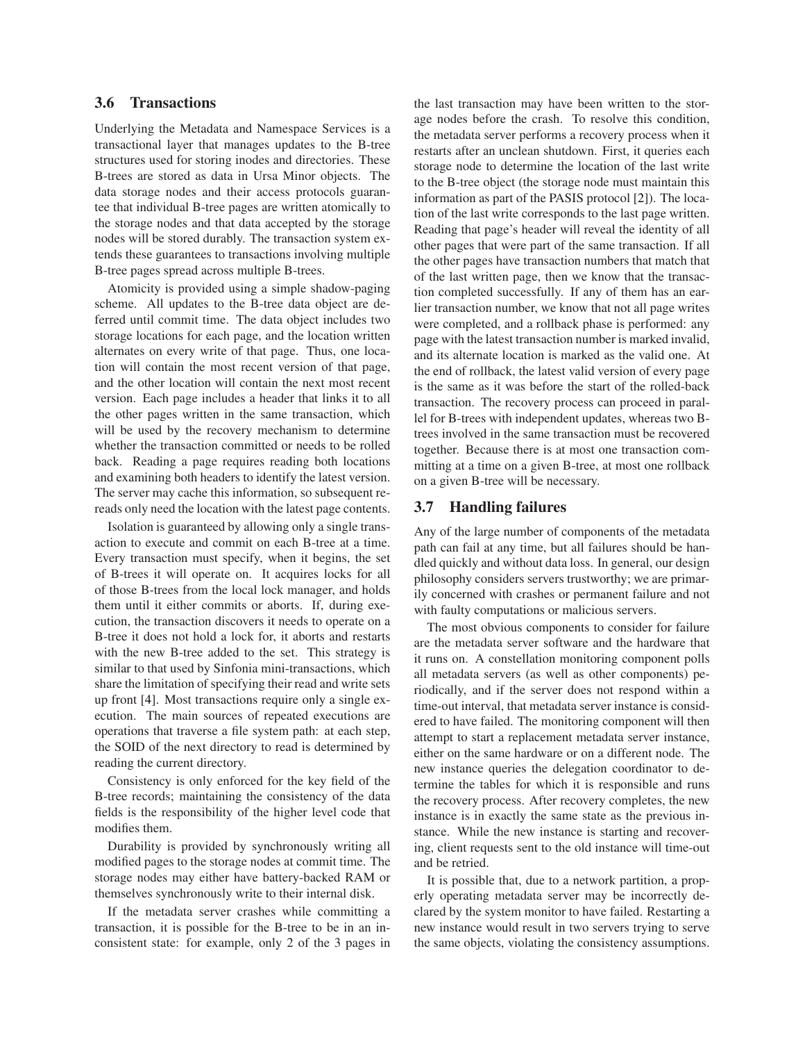### 3.6 Transactions

Underlying the Metadata and Namespace Services is a transactional layer that manages updates to the B-tree structures used for storing inodes and directories. These B-trees are stored as data in Ursa Minor objects. The data storage nodes and their access protocols guarantee that individual B-tree pages are written atomically to the storage nodes and that data accepted by the storage nodes will be stored durably. The transaction system extends these guarantees to transactions involving multiple B-tree pages spread across multiple B-trees.

Atomicity is provided using a simple shadow-paging scheme. All updates to the B-tree data object are deferred until commit time. The data object includes two storage locations for each page, and the location written alternates on every write of that page. Thus, one location will contain the most recent version of that page, and the other location will contain the next most recent version. Each page includes a header that links it to all the other pages written in the same transaction, which will be used by the recovery mechanism to determine whether the transaction committed or needs to be rolled back. Reading a page requires reading both locations and examining both headers to identify the latest version. The server may cache this information, so subsequent rereads only need the location with the latest page contents.

Isolation is guaranteed by allowing only a single transaction to execute and commit on each B-tree at a time. Every transaction must specify, when it begins, the set of B-trees it will operate on. It acquires locks for all of those B-trees from the local lock manager, and holds them until it either commits or aborts. If, during execution, the transaction discovers it needs to operate on a B-tree it does not hold a lock for, it aborts and restarts with the new B-tree added to the set. This strategy is similar to that used by Sinfonia mini-transactions, which share the limitation of specifying their read and write sets up front [4]. Most transactions require only a single execution. The main sources of repeated executions are operations that traverse a file system path: at each step, the SOID of the next directory to read is determined by reading the current directory.

Consistency is only enforced for the key field of the B-tree records; maintaining the consistency of the data fields is the responsibility of the higher level code that modifies them.

Durability is provided by synchronously writing all modified pages to the storage nodes at commit time. The storage nodes may either have battery-backed RAM or themselves synchronously write to their internal disk.

If the metadata server crashes while committing a transaction, it is possible for the B-tree to be in an inconsistent state: for example, only 2 of the 3 pages in the last transaction may have been written to the storage nodes before the crash. To resolve this condition, the metadata server performs a recovery process when it restarts after an unclean shutdown. First, it queries each storage node to determine the location of the last write to the B-tree object (the storage node must maintain this information as part of the PASIS protocol [2]). The location of the last write corresponds to the last page written. Reading that page's header will reveal the identity of all other pages that were part of the same transaction. If all the other pages have transaction numbers that match that of the last written page, then we know that the transaction completed successfully. If any of them has an earlier transaction number, we know that not all page writes were completed, and a rollback phase is performed: any page with the latest transaction number is marked invalid, and its alternate location is marked as the valid one. At the end of rollback, the latest valid version of every page is the same as it was before the start of the rolled-back transaction. The recovery process can proceed in parallel for B-trees with independent updates, whereas two B-trees involved in the same transaction must be recovered together. Because there is at most one transaction committing at a time on a given B-tree, at most one rollback on a given B-tree will be necessary.

### 3.7 Handling failures

Any of the large number of components of the metadata path can fail at any time, but all failures should be handled quickly and without data loss. In general, our design philosophy considers servers trustworthy; we are primarily concerned with crashes or permanent failure and not with faulty computations or malicious servers.

The most obvious components to consider for failure are the metadata server software and the hardware that it runs on. A constellation monitoring component polls all metadata servers (as well as other components) periodically, and if the server does not respond within a time-out interval, that metadata server instance is considered to have failed. The monitoring component will then attempt to start a replacement metadata server instance, either on the same hardware or on a different node. The new instance queries the delegation coordinator to determine the tables for which it is responsible and runs the recovery process. After recovery completes, the new instance is in exactly the same state as the previous instance. While the new instance is starting and recovering, client requests sent to the old instance will time-out and be retried.

It is possible that, due to a network partition, a properly operating metadata server may be incorrectly declared by the system monitor to have failed. Restarting a new instance would result in two servers trying to serve the same objects, violating the consistency assumptions.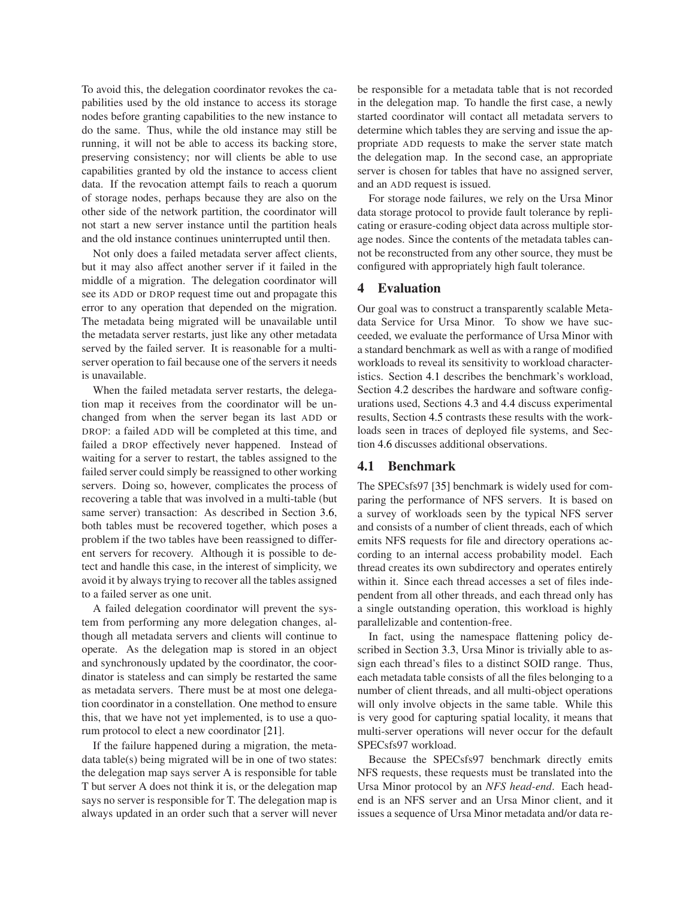To avoid this, the delegation coordinator revokes the capabilities used by the old instance to access its storage nodes before granting capabilities to the new instance to do the same. Thus, while the old instance may still be running, it will not be able to access its backing store, preserving consistency; nor will clients be able to use capabilities granted by old the instance to access client data. If the revocation attempt fails to reach a quorum of storage nodes, perhaps because they are also on the other side of the network partition, the coordinator will not start a new server instance until the partition heals and the old instance continues uninterrupted until then.

Not only does a failed metadata server affect clients, but it may also affect another server if it failed in the middle of a migration. The delegation coordinator will see its ADD or DROP request time out and propagate this error to any operation that depended on the migration. The metadata being migrated will be unavailable until the metadata server restarts, just like any other metadata served by the failed server. It is reasonable for a multi-server operation to fail because one of the servers it needs is unavailable.

When the failed metadata server restarts, the delegation map it receives from the coordinator will be unchanged from when the server began its last ADD or DROP: a failed ADD will be completed at this time, and failed a DROP effectively never happened. Instead of waiting for a server to restart, the tables assigned to the failed server could simply be reassigned to other working servers. Doing so, however, complicates the process of recovering a table that was involved in a multi-table (but same server) transaction: As described in Section 3.6, both tables must be recovered together, which poses a problem if the two tables have been reassigned to different servers for recovery. Although it is possible to detect and handle this case, in the interest of simplicity, we avoid it by always trying to recover all the tables assigned to a failed server as one unit.

A failed delegation coordinator will prevent the system from performing any more delegation changes, although all metadata servers and clients will continue to operate. As the delegation map is stored in an object and synchronously updated by the coordinator, the coordinator is stateless and can simply be restarted the same as metadata servers. There must be at most one delegation coordinator in a constellation. One method to ensure this, that we have not yet implemented, is to use a quorum protocol to elect a new coordinator [21].

If the failure happened during a migration, the metadata table(s) being migrated will be in one of two states: the delegation map says server A is responsible for table T but server A does not think it is, or the delegation map says no server is responsible for T. The delegation map is always updated in an order such that a server will never be responsible for a metadata table that is not recorded in the delegation map. To handle the first case, a newly started coordinator will contact all metadata servers to determine which tables they are serving and issue the appropriate ADD requests to make the server state match the delegation map. In the second case, an appropriate server is chosen for tables that have no assigned server, and an ADD request is issued.

For storage node failures, we rely on the Ursa Minor data storage protocol to provide fault tolerance by replicating or erasure-coding object data across multiple storage nodes. Since the contents of the metadata tables cannot be reconstructed from any other source, they must be configured with appropriately high fault tolerance.

## 4 Evaluation

Our goal was to construct a transparently scalable Metadata Service for Ursa Minor. To show we have succeeded, we evaluate the performance of Ursa Minor with a standard benchmark as well as with a range of modified workloads to reveal its sensitivity to workload characteristics. Section 4.1 describes the benchmark's workload, Section 4.2 describes the hardware and software configurations used, Sections 4.3 and 4.4 discuss experimental results, Section 4.5 contrasts these results with the workloads seen in traces of deployed file systems, and Section 4.6 discusses additional observations.

### 4.1 Benchmark

The SPECsfs97 [35] benchmark is widely used for comparing the performance of NFS servers. It is based on a survey of workloads seen by the typical NFS server and consists of a number of client threads, each of which emits NFS requests for file and directory operations according to an internal access probability model. Each thread creates its own subdirectory and operates entirely within it. Since each thread accesses a set of files independent from all other threads, and each thread only has a single outstanding operation, this workload is highly parallelizable and contention-free.

In fact, using the namespace flattening policy described in Section 3.3, Ursa Minor is trivially able to assign each thread's files to a distinct SOID range. Thus, each metadata table consists of all the files belonging to a number of client threads, and all multi-object operations will only involve objects in the same table. While this is very good for capturing spatial locality, it means that multi-server operations will never occur for the default SPECsfs97 workload.

Because the SPECsfs97 benchmark directly emits NFS requests, these requests must be translated into the Ursa Minor protocol by an *NFS head-end*. Each head-end is an NFS server and an Ursa Minor client, and it issues a sequence of Ursa Minor metadata and/or data re-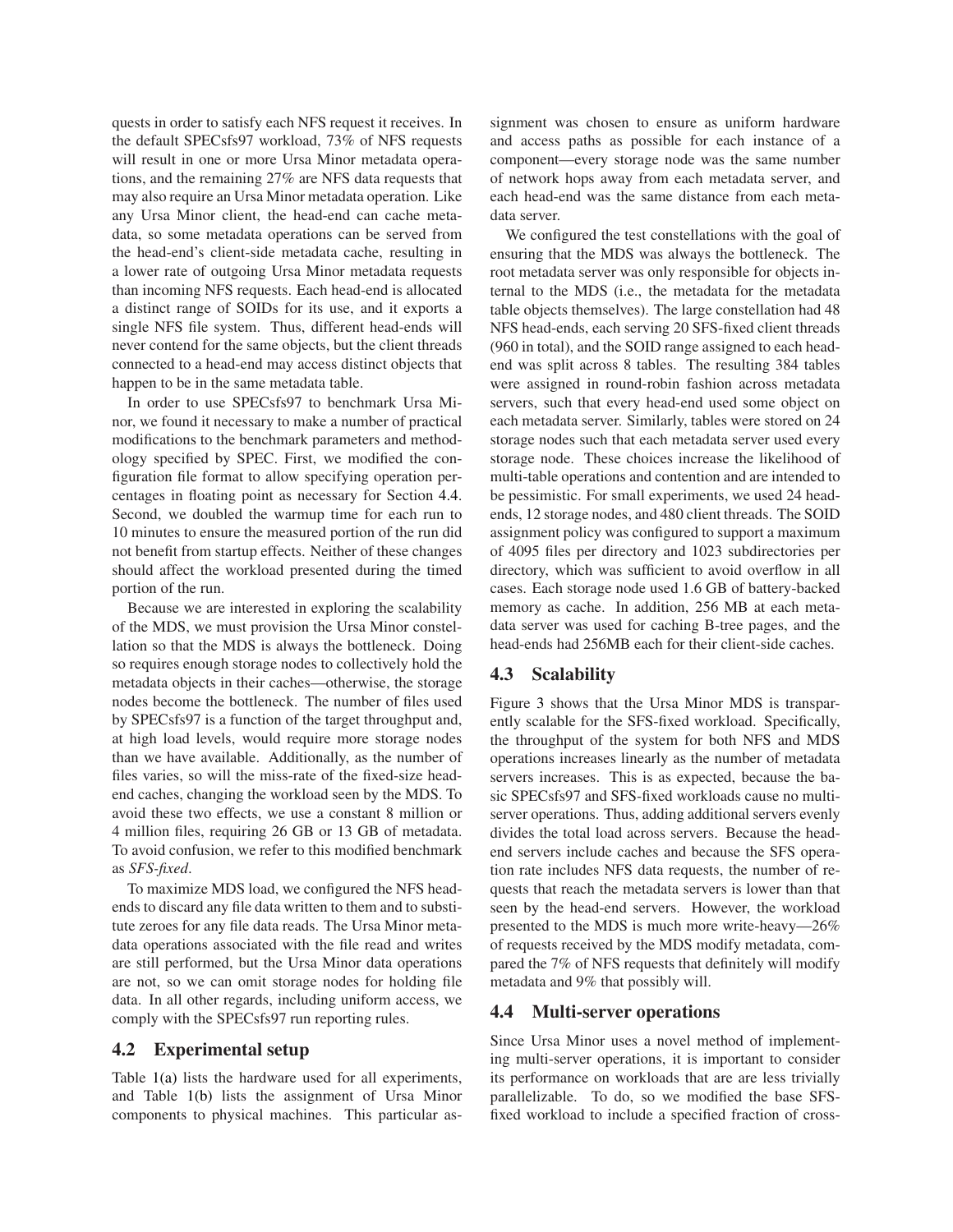quests in order to satisfy each NFS request it receives. In the default SPECsfs97 workload, 73% of NFS requests will result in one or more Ursa Minor metadata operations, and the remaining 27% are NFS data requests that may also require an Ursa Minor metadata operation. Like any Ursa Minor client, the head-end can cache metadata, so some metadata operations can be served from the head-end's client-side metadata cache, resulting in a lower rate of outgoing Ursa Minor metadata requests than incoming NFS requests. Each head-end is allocated a distinct range of SOIDs for its use, and it exports a single NFS file system. Thus, different head-ends will never contend for the same objects, but the client threads connected to a head-end may access distinct objects that happen to be in the same metadata table.

In order to use SPECsfs97 to benchmark Ursa Minor, we found it necessary to make a number of practical modifications to the benchmark parameters and methodology specified by SPEC. First, we modified the configuration file format to allow specifying operation percentages in floating point as necessary for Section 4.4. Second, we doubled the warmup time for each run to 10 minutes to ensure the measured portion of the run did not benefit from startup effects. Neither of these changes should affect the workload presented during the timed portion of the run.

Because we are interested in exploring the scalability of the MDS, we must provision the Ursa Minor constellation so that the MDS is always the bottleneck. Doing so requires enough storage nodes to collectively hold the metadata objects in their caches—otherwise, the storage nodes become the bottleneck. The number of files used by SPECsfs97 is a function of the target throughput and, at high load levels, would require more storage nodes than we have available. Additionally, as the number of files varies, so will the miss-rate of the fixed-size head-end caches, changing the workload seen by the MDS. To avoid these two effects, we use a constant 8 million or 4 million files, requiring 26 GB or 13 GB of metadata. To avoid confusion, we refer to this modified benchmark as *SFS-fixed*.

To maximize MDS load, we configured the NFS head-ends to discard any file data written to them and to substitute zeroes for any file data reads. The Ursa Minor metadata operations associated with the file read and writes are still performed, but the Ursa Minor data operations are not, so we can omit storage nodes for holding file data. In all other regards, including uniform access, we comply with the SPECsfs97 run reporting rules.

## 4.2 Experimental setup

Table 1(a) lists the hardware used for all experiments, and Table 1(b) lists the assignment of Ursa Minor components to physical machines. This particular assignment was chosen to ensure as uniform hardware and access paths as possible for each instance of a component—every storage node was the same number of network hops away from each metadata server, and each head-end was the same distance from each metadata server.

We configured the test constellations with the goal of ensuring that the MDS was always the bottleneck. The root metadata server was only responsible for objects internal to the MDS (i.e., the metadata for the metadata table objects themselves). The large constellation had 48 NFS head-ends, each serving 20 SFS-fixed client threads (960 in total), and the SOID range assigned to each head-end was split across 8 tables. The resulting 384 tables were assigned in round-robin fashion across metadata servers, such that every head-end used some object on each metadata server. Similarly, tables were stored on 24 storage nodes such that each metadata server used every storage node. These choices increase the likelihood of multi-table operations and contention and are intended to be pessimistic. For small experiments, we used 24 head-ends, 12 storage nodes, and 480 client threads. The SOID assignment policy was configured to support a maximum of 4095 files per directory and 1023 subdirectories per directory, which was sufficient to avoid overflow in all cases. Each storage node used 1.6 GB of battery-backed memory as cache. In addition, 256 MB at each metadata server was used for caching B-tree pages, and the head-ends had 256MB each for their client-side caches.

## 4.3 Scalability

Figure 3 shows that the Ursa Minor MDS is transparently scalable for the SFS-fixed workload. Specifically, the throughput of the system for both NFS and MDS operations increases linearly as the number of metadata servers increases. This is as expected, because the basic SPECsfs97 and SFS-fixed workloads cause no multi-server operations. Thus, adding additional servers evenly divides the total load across servers. Because the head-end servers include caches and because the SFS operation rate includes NFS data requests, the number of requests that reach the metadata servers is lower than that seen by the head-end servers. However, the workload presented to the MDS is much more write-heavy—26% of requests received by the MDS modify metadata, compared the 7% of NFS requests that definitely will modify metadata and 9% that possibly will.

## 4.4 Multi-server operations

Since Ursa Minor uses a novel method of implementing multi-server operations, it is important to consider its performance on workloads that are are less trivially parallelizable. To do, so we modified the base SFS-fixed workload to include a specified fraction of cross-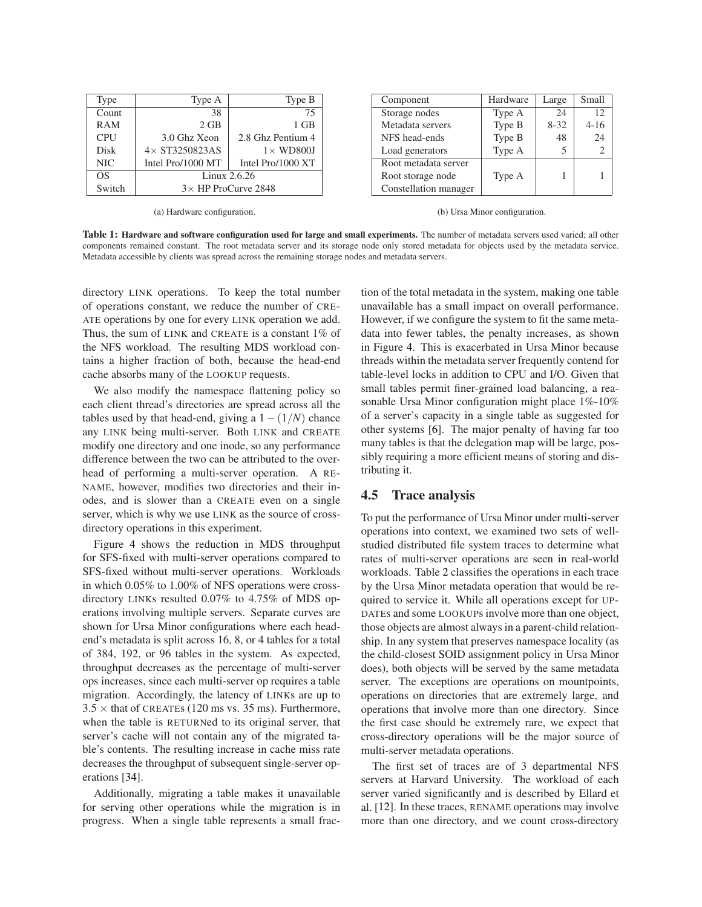| Type | Type A | Type B |
|---|---|---|
| Count | 38 | 75 |
| RAM | 2 GB | 1 GB |
| CPU | 3.0 Ghz Xeon | 2.8 Ghz Pentium 4 |
| Disk | 4× ST3250823AS | 1× WD800J |
| NIC | Intel Pro/1000 MT | Intel Pro/1000 XT |
| OS | Linux 2.6.26 | |
| Switch | 3× HP ProCurve 2848 | |

(a) Hardware configuration.

| Component | Hardware | Large | Small |
|---|---|---|---|
| Storage nodes | Type A | 24 | 12 |
| Metadata servers | Type B | 8-32 | 4-16 |
| NFS head-ends | Type B | 48 | 24 |
| Load generators | Type A | 5 | 2 |
| Root metadata server<br>Root storage node<br>Constellation manager | Type A | 1 | 1 |

(b) Ursa Minor configuration.

**Table 1: Hardware and software configuration used for large and small experiments.** The number of metadata servers used varied; all other components remained constant. The root metadata server and its storage node only stored metadata for objects used by the metadata service. Metadata accessible by clients was spread across the remaining storage nodes and metadata servers.

directory LINK operations. To keep the total number of operations constant, we reduce the number of CREATE operations by one for every LINK operation we add. Thus, the sum of LINK and CREATE is a constant 1% of the NFS workload. The resulting MDS workload contains a higher fraction of both, because the head-end cache absorbs many of the LOOKUP requests.

We also modify the namespace flattening policy so each client thread's directories are spread across all the tables used by that head-end, giving a $1-(1/N)$ chance any LINK being multi-server. Both LINK and CREATE modify one directory and one inode, so any performance difference between the two can be attributed to the overhead of performing a multi-server operation. A RENAME, however, modifies two directories and their inodes, and is slower than a CREATE even on a single server, which is why we use LINK as the source of cross-directory operations in this experiment.

Figure 4 shows the reduction in MDS throughput for SFS-fixed with multi-server operations compared to SFS-fixed without multi-server operations. Workloads in which 0.05% to 1.00% of NFS operations were cross-directory LINKs resulted 0.07% to 4.75% of MDS operations involving multiple servers. Separate curves are shown for Ursa Minor configurations where each head-end's metadata is split across 16, 8, or 4 tables for a total of 384, 192, or 96 tables in the system. As expected, throughput decreases as the percentage of multi-server ops increases, since each multi-server op requires a table migration. Accordingly, the latency of LINKs are up to $3.5\times$ that of CREATEs (120 ms vs. 35 ms). Furthermore, when the table is RETURNed to its original server, that server's cache will not contain any of the migrated table's contents. The resulting increase in cache miss rate decreases the throughput of subsequent single-server operations [34].

Additionally, migrating a table makes it unavailable for serving other operations while the migration is in progress. When a single table represents a small fraction of the total metadata in the system, making one table unavailable has a small impact on overall performance. However, if we configure the system to fit the same metadata into fewer tables, the penalty increases, as shown in Figure 4. This is exacerbated in Ursa Minor because threads within the metadata server frequently contend for table-level locks in addition to CPU and I/O. Given that small tables permit finer-grained load balancing, a reasonable Ursa Minor configuration might place 1%-10% of a server's capacity in a single table as suggested for other systems [6]. The major penalty of having far too many tables is that the delegation map will be large, possibly requiring a more efficient means of storing and distributing it.

## 4.5 Trace analysis

To put the performance of Ursa Minor under multi-server operations into context, we examined two sets of well-studied distributed file system traces to determine what rates of multi-server operations are seen in real-world workloads. Table 2 classifies the operations in each trace by the Ursa Minor metadata operation that would be required to service it. While all operations except for UPDATEs and some LOOKUPs involve more than one object, those objects are almost always in a parent-child relationship. In any system that preserves namespace locality (as the child-closest SOID assignment policy in Ursa Minor does), both objects will be served by the same metadata server. The exceptions are operations on mountpoints, operations on directories that are extremely large, and operations that involve more than one directory. Since the first case should be extremely rare, we expect that cross-directory operations will be the major source of multi-server metadata operations.

The first set of traces are of 3 departmental NFS servers at Harvard University. The workload of each server varied significantly and is described by Ellard et al. [12]. In these traces, RENAME operations may involve more than one directory, and we count cross-directory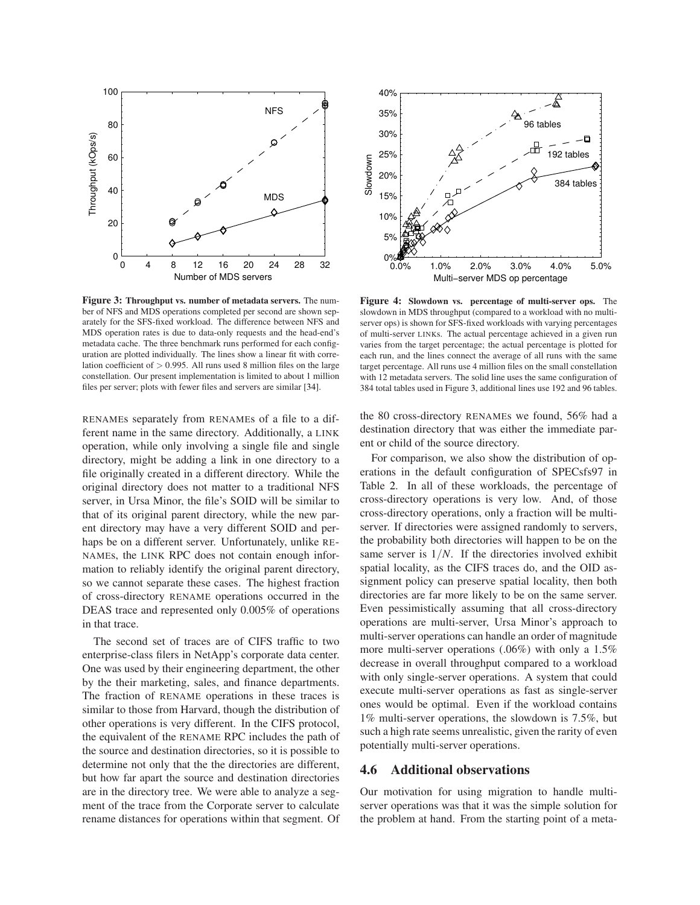**Figure 3: Throughput vs. number of metadata servers.** The number of NFS and MDS operations completed per second are shown separately for the SFS-fixed workload. The difference between NFS and MDS operation rates is due to data-only requests and the head-end's metadata cache. The three benchmark runs performed for each configuration are plotted individually. The lines show a linear fit with correlation coefficient of $> 0.995$. All runs used 8 million files on the large constellation. Our present implementation is limited to about 1 million files per server; plots with fewer files and servers are similar [34].

**Figure 4: Slowdown vs. percentage of multi-server ops.** The slowdown in MDS throughput (compared to a workload with no multi-server ops) is shown for SFS-fixed workloads with varying percentages of multi-server LINKs. The actual percentage achieved in a given run varies from the target percentage; the actual percentage is plotted for each run, and the lines connect the average of all runs with the same target percentage. All runs use 4 million files on the small constellation with 12 metadata servers. The solid line uses the same configuration of 384 total tables used in Figure 3, additional lines use 192 and 96 tables.

RENAMEs separately from RENAMEs of a file to a different name in the same directory. Additionally, a LINK operation, while only involving a single file and single directory, might be adding a link in one directory to a file originally created in a different directory. While the original directory does not matter to a traditional NFS server, in Ursa Minor, the file's SOID will be similar to that of its original parent directory, while the new parent directory may have a very different SOID and perhaps be on a different server. Unfortunately, unlike RENAMEs, the LINK RPC does not contain enough information to reliably identify the original parent directory, so we cannot separate these cases. The highest fraction of cross-directory RENAME operations occurred in the DEAS trace and represented only 0.005% of operations in that trace.

The second set of traces are of CIFS traffic to two enterprise-class filers in NetApp's corporate data center. One was used by their engineering department, the other by the their marketing, sales, and finance departments. The fraction of RENAME operations in these traces is similar to those from Harvard, though the distribution of other operations is very different. In the CIFS protocol, the equivalent of the RENAME RPC includes the path of the source and destination directories, so it is possible to determine not only that the the directories are different, but how far apart the source and destination directories are in the directory tree. We were able to analyze a segment of the trace from the Corporate server to calculate rename distances for operations within that segment. Of the 80 cross-directory RENAMEs we found, 56% had a destination directory that was either the immediate parent or child of the source directory.

For comparison, we also show the distribution of operations in the default configuration of SPECsfs97 in Table 2. In all of these workloads, the percentage of cross-directory operations is very low. And, of those cross-directory operations, only a fraction will be multi-server. If directories were assigned randomly to servers, the probability both directories will happen to be on the same server is $1/N$. If the directories involved exhibit spatial locality, as the CIFS traces do, and the OID assignment policy can preserve spatial locality, then both directories are far more likely to be on the same server. Even pessimistically assuming that all cross-directory operations are multi-server, Ursa Minor's approach to multi-server operations can handle an order of magnitude more multi-server operations (.06%) with only a 1.5% decrease in overall throughput compared to a workload with only single-server operations. A system that could execute multi-server operations as fast as single-server ones would be optimal. Even if the workload contains 1% multi-server operations, the slowdown is 7.5%, but such a high rate seems unrealistic, given the rarity of even potentially multi-server operations.

## 4.6 Additional observations

Our motivation for using migration to handle multi-server operations was that it was the simple solution for the problem at hand. From the starting point of a meta-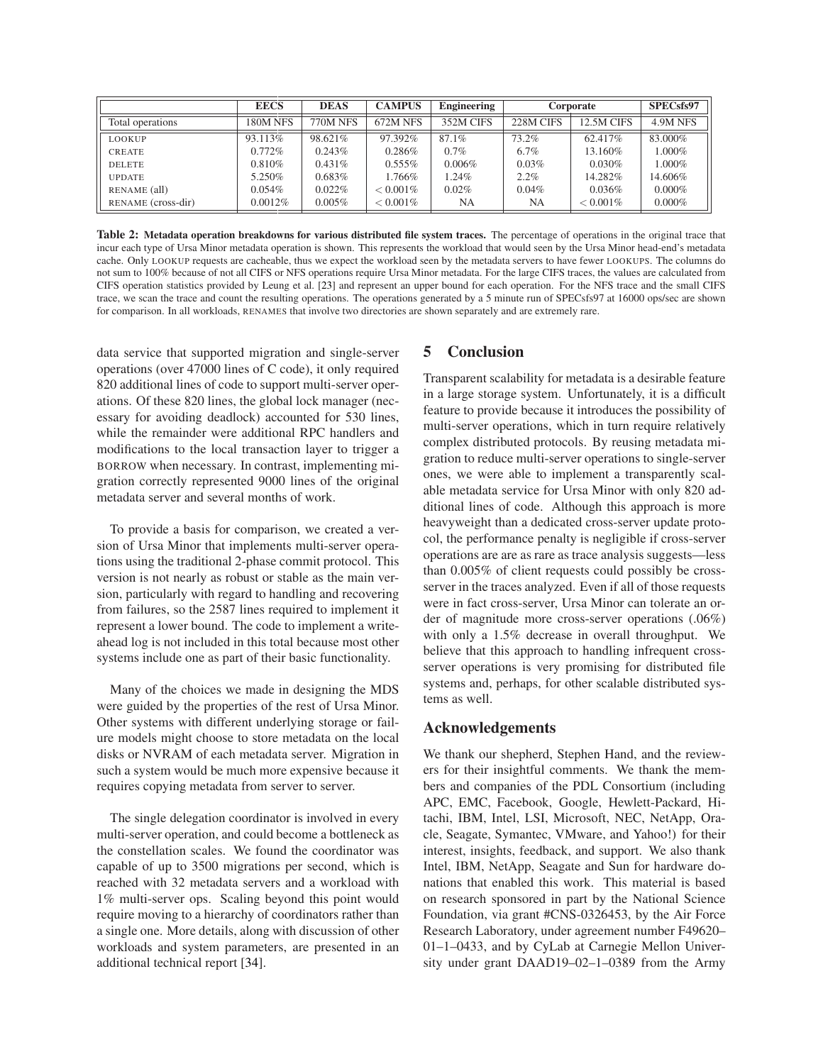| | EECS | DEAS | CAMPUS | Engineering | Corporate | | SPECsfs97 |
|---|---|---|---|---|---|---|---|
| Total operations | 180M NFS | 770M NFS | 672M NFS | 352M CIFS | 228M CIFS | 12.5M CIFS | 4.9M NFS |
| LOOKUP | 93.113% | 98.621% | 97.392% | 87.1% | 73.2% | 62.417% | 83.000% |
| CREATE | 0.772% | 0.243% | 0.286% | 0.7% | 6.7% | 13.160% | 1.000% |
| DELETE | 0.810% | 0.431% | 0.555% | 0.006% | 0.03% | 0.030% | 1.000% |
| UPDATE | 5.250% | 0.683% | 1.766% | 1.24% | 2.2% | 14.282% | 14.606% |
| RENAME (all) | 0.054% | 0.022% | $< 0.001\%$ | 0.02% | 0.04% | 0.036% | 0.000% |
| RENAME (cross-dir) | 0.0012% | 0.005% | $< 0.001\%$ | NA | NA | $< 0.001\%$ | 0.000% |

**Table 2: Metadata operation breakdowns for various distributed file system traces.** The percentage of operations in the original trace that incur each type of Ursa Minor metadata operation is shown. This represents the workload that would seen by the Ursa Minor head-end's metadata cache. Only LOOKUP requests are cacheable, thus we expect the workload seen by the metadata servers to have fewer LOOKUPS. The columns do not sum to 100% because of not all CIFS or NFS operations require Ursa Minor metadata. For the large CIFS traces, the values are calculated from CIFS operation statistics provided by Leung et al. [23] and represent an upper bound for each operation. For the NFS trace and the small CIFS trace, we scan the trace and count the resulting operations. The operations generated by a 5 minute run of SPECsfs97 at 16000 ops/sec are shown for comparison. In all workloads, RENAMES that involve two directories are shown separately and are extremely rare.

data service that supported migration and single-server operations (over 47000 lines of C code), it only required 820 additional lines of code to support multi-server operations. Of these 820 lines, the global lock manager (necessary for avoiding deadlock) accounted for 530 lines, while the remainder were additional RPC handlers and modifications to the local transaction layer to trigger a BORROW when necessary. In contrast, implementing migration correctly represented 9000 lines of the original metadata server and several months of work.

To provide a basis for comparison, we created a version of Ursa Minor that implements multi-server operations using the traditional 2-phase commit protocol. This version is not nearly as robust or stable as the main version, particularly with regard to handling and recovering from failures, so the 2587 lines required to implement it represent a lower bound. The code to implement a write-ahead log is not included in this total because most other systems include one as part of their basic functionality.

Many of the choices we made in designing the MDS were guided by the properties of the rest of Ursa Minor. Other systems with different underlying storage or failure models might choose to store metadata on the local disks or NVRAM of each metadata server. Migration in such a system would be much more expensive because it requires copying metadata from server to server.

The single delegation coordinator is involved in every multi-server operation, and could become a bottleneck as the constellation scales. We found the coordinator was capable of up to 3500 migrations per second, which is reached with 32 metadata servers and a workload with 1% multi-server ops. Scaling beyond this point would require moving to a hierarchy of coordinators rather than a single one. More details, along with discussion of other workloads and system parameters, are presented in an additional technical report [34].

## 5 Conclusion

Transparent scalability for metadata is a desirable feature in a large storage system. Unfortunately, it is a difficult feature to provide because it introduces the possibility of multi-server operations, which in turn require relatively complex distributed protocols. By reusing metadata migration to reduce multi-server operations to single-server ones, we were able to implement a transparently scalable metadata service for Ursa Minor with only 820 additional lines of code. Although this approach is more heavyweight than a dedicated cross-server update protocol, the performance penalty is negligible if cross-server operations are are as rare as trace analysis suggests—less than 0.005% of client requests could possibly be cross-server in the traces analyzed. Even if all of those requests were in fact cross-server, Ursa Minor can tolerate an order of magnitude more cross-server operations (.06%) with only a 1.5% decrease in overall throughput. We believe that this approach to handling infrequent cross-server operations is very promising for distributed file systems and, perhaps, for other scalable distributed systems as well.

## Acknowledgements

We thank our shepherd, Stephen Hand, and the reviewers for their insightful comments. We thank the members and companies of the PDL Consortium (including APC, EMC, Facebook, Google, Hewlett-Packard, Hitachi, IBM, Intel, LSI, Microsoft, NEC, NetApp, Oracle, Seagate, Symantec, VMware, and Yahoo!) for their interest, insights, feedback, and support. We also thank Intel, IBM, NetApp, Seagate and Sun for hardware donations that enabled this work. This material is based on research sponsored in part by the National Science Foundation, via grant #CNS-0326453, by the Air Force Research Laboratory, under agreement number F49620–01–1–0433, and by CyLab at Carnegie Mellon University under grant DAAD19–02–1–0389 from the Army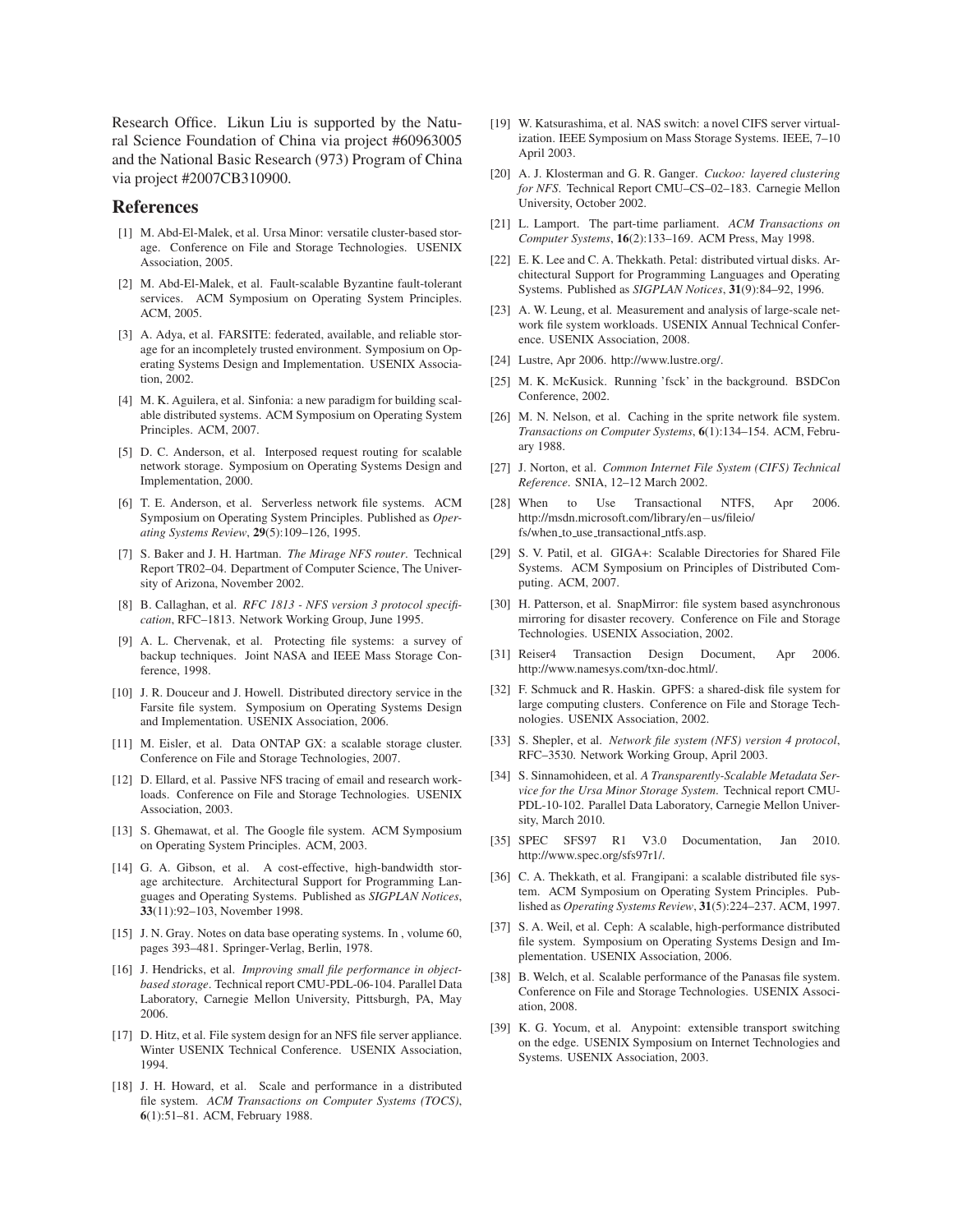Research Office. Likun Liu is supported by the Natural Science Foundation of China via project #60963005 and the National Basic Research (973) Program of China via project #2007CB310900.

## References

[1] M. Abd-El-Malek, et al. Ursa Minor: versatile cluster-based storage. Conference on File and Storage Technologies. USENIX Association, 2005.

[2] M. Abd-El-Malek, et al. Fault-scalable Byzantine fault-tolerant services. ACM Symposium on Operating System Principles. ACM, 2005.

[3] A. Adya, et al. FARSITE: federated, available, and reliable storage for an incompletely trusted environment. Symposium on Operating Systems Design and Implementation. USENIX Association, 2002.

[4] M. K. Aguilera, et al. Sinfonia: a new paradigm for building scalable distributed systems. ACM Symposium on Operating System Principles. ACM, 2007.

[5] D. C. Anderson, et al. Interposed request routing for scalable network storage. Symposium on Operating Systems Design and Implementation, 2000.

[6] T. E. Anderson, et al. Serverless network file systems. ACM Symposium on Operating System Principles. Published as *Operating Systems Review*, **29**(5):109–126, 1995.

[7] S. Baker and J. H. Hartman. *The Mirage NFS router*. Technical Report TR02–04. Department of Computer Science, The University of Arizona, November 2002.

[8] B. Callaghan, et al. *RFC 1813 - NFS version 3 protocol specification*, RFC–1813. Network Working Group, June 1995.

[9] A. L. Chervenak, et al. Protecting file systems: a survey of backup techniques. Joint NASA and IEEE Mass Storage Conference, 1998.

[10] J. R. Douceur and J. Howell. Distributed directory service in the Farsite file system. Symposium on Operating Systems Design and Implementation. USENIX Association, 2006.

[11] M. Eisler, et al. Data ONTAP GX: a scalable storage cluster. Conference on File and Storage Technologies, 2007.

[12] D. Ellard, et al. Passive NFS tracing of email and research workloads. Conference on File and Storage Technologies. USENIX Association, 2003.

[13] S. Ghemawat, et al. The Google file system. ACM Symposium on Operating System Principles. ACM, 2003.

[14] G. A. Gibson, et al. A cost-effective, high-bandwidth storage architecture. Architectural Support for Programming Languages and Operating Systems. Published as *SIGPLAN Notices*, **33**(11):92–103, November 1998.

[15] J. N. Gray. Notes on data base operating systems. In , volume 60, pages 393–481. Springer-Verlag, Berlin, 1978.

[16] J. Hendricks, et al. *Improving small file performance in object-based storage*. Technical report CMU-PDL-06-104. Parallel Data Laboratory, Carnegie Mellon University, Pittsburgh, PA, May 2006.

[17] D. Hitz, et al. File system design for an NFS file server appliance. Winter USENIX Technical Conference. USENIX Association, 1994.

[18] J. H. Howard, et al. Scale and performance in a distributed file system. *ACM Transactions on Computer Systems (TOCS)*, **6**(1):51–81. ACM, February 1988.

[19] W. Katsurashima, et al. NAS switch: a novel CIFS server virtualization. IEEE Symposium on Mass Storage Systems. IEEE, 7–10 April 2003.

[20] A. J. Klosterman and G. R. Ganger. *Cuckoo: layered clustering for NFS*. Technical Report CMU–CS–02–183. Carnegie Mellon University, October 2002.

[21] L. Lamport. The part-time parliament. *ACM Transactions on Computer Systems*, **16**(2):133–169. ACM Press, May 1998.

[22] E. K. Lee and C. A. Thekkath. Petal: distributed virtual disks. Architectural Support for Programming Languages and Operating Systems. Published as *SIGPLAN Notices*, **31**(9):84–92, 1996.

[23] A. W. Leung, et al. Measurement and analysis of large-scale network file system workloads. USENIX Annual Technical Conference. USENIX Association, 2008.

[24] Lustre, Apr 2006. http://www.lustre.org/.

[25] M. K. McKusick. Running 'fsck' in the background. BSDCon Conference, 2002.

[26] M. N. Nelson, et al. Caching in the sprite network file system. *Transactions on Computer Systems*, **6**(1):134–154. ACM, February 1988.

[27] J. Norton, et al. *Common Internet File System (CIFS) Technical Reference*. SNIA, 12–12 March 2002.

[28] When to Use Transactional NTFS, Apr 2006. http://msdn.microsoft.com/library/en−us/fileio/fs/when_to_use_transactional_ntfs.asp.

[29] S. V. Patil, et al. GIGA+: Scalable Directories for Shared File Systems. ACM Symposium on Principles of Distributed Computing. ACM, 2007.

[30] H. Patterson, et al. SnapMirror: file system based asynchronous mirroring for disaster recovery. Conference on File and Storage Technologies. USENIX Association, 2002.

[31] Reiser4 Transaction Design Document, Apr 2006. http://www.namesys.com/txn-doc.html/.

[32] F. Schmuck and R. Haskin. GPFS: a shared-disk file system for large computing clusters. Conference on File and Storage Technologies. USENIX Association, 2002.

[33] S. Shepler, et al. *Network file system (NFS) version 4 protocol*, RFC–3530. Network Working Group, April 2003.

[34] S. Sinnamohideen, et al. *A Transparently-Scalable Metadata Service for the Ursa Minor Storage System*. Technical report CMU-PDL-10-102. Parallel Data Laboratory, Carnegie Mellon University, March 2010.

[35] SPEC SFS97 R1 V3.0 Documentation, Jan 2010. http://www.spec.org/sfs97r1/.

[36] C. A. Thekkath, et al. Frangipani: a scalable distributed file system. ACM Symposium on Operating System Principles. Published as *Operating Systems Review*, **31**(5):224–237. ACM, 1997.

[37] S. A. Weil, et al. Ceph: A scalable, high-performance distributed file system. Symposium on Operating Systems Design and Implementation. USENIX Association, 2006.

[38] B. Welch, et al. Scalable performance of the Panasas file system. Conference on File and Storage Technologies. USENIX Association, 2008.

[39] K. G. Yocum, et al. Anypoint: extensible transport switching on the edge. USENIX Symposium on Internet Technologies and Systems. USENIX Association, 2003.